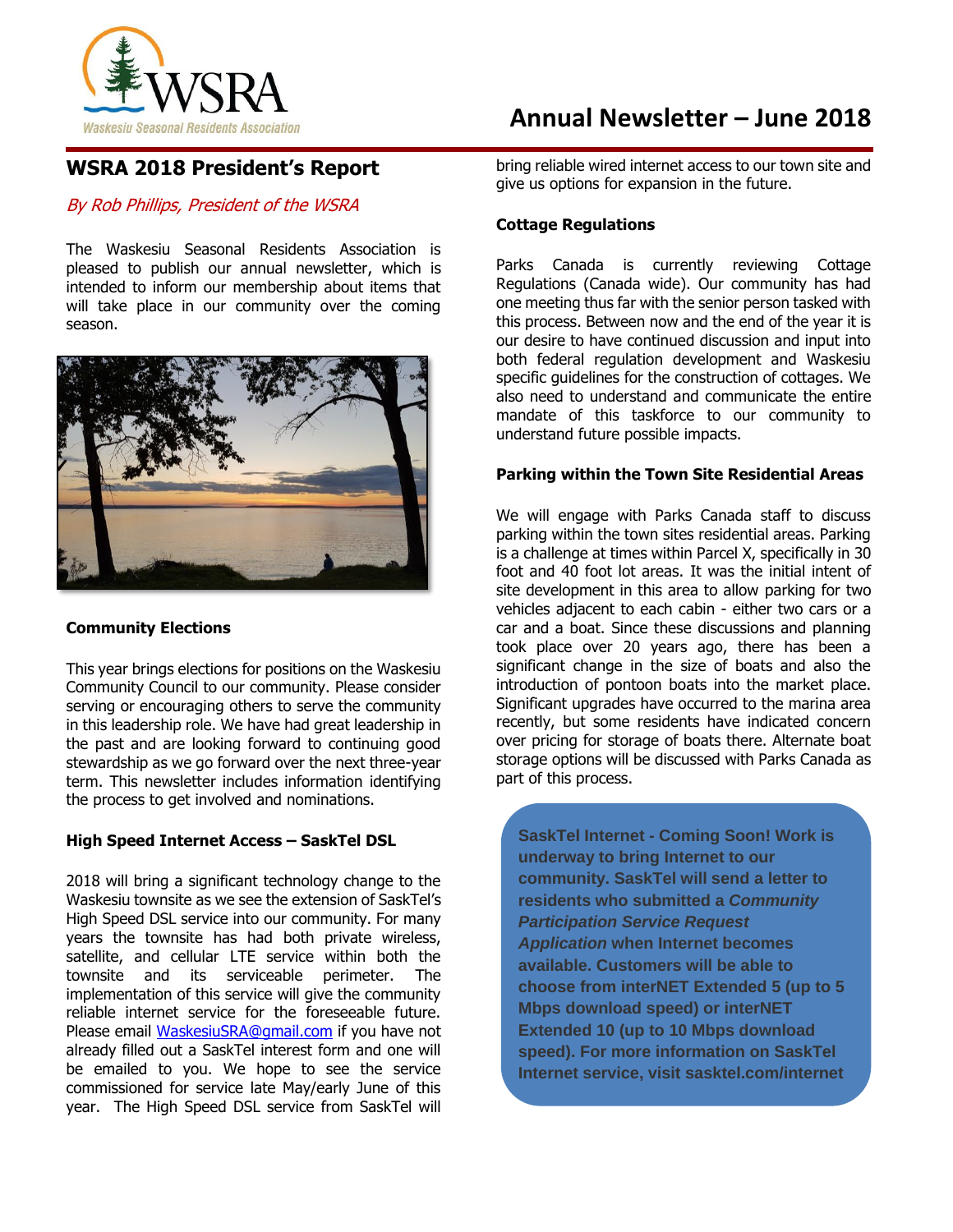WSRA

Waskesiu Seasonal Residents Association

# Annual Newsletter – June 2018

## WSRA 2018 President's Report

*By Rob Phillips, President of the WSRA*

The Waskesiu Seasonal Residents Association is pleased to publish our annual newsletter, which is intended to inform our membership about items that will take place in our community over the coming season.

### Community Elections

This year brings elections for positions on the Waskesiu Community Council to our community. Please consider serving or encouraging others to serve the community in this leadership role. We have had great leadership in the past and are looking forward to continuing good stewardship as we go forward over the next three-year term. This newsletter includes information identifying the process to get involved and nominations.

### High Speed Internet Access – SaskTel DSL

2018 will bring a significant technology change to the Waskesiu townsite as we see the extension of SaskTel's High Speed DSL service into our community. For many years the townsite has had both private wireless, satellite, and cellular LTE service within both the townsite and its serviceable perimeter. The implementation of this service will give the community reliable internet service for the foreseeable future. Please email WaskesiuSRA@gmail.com if you have not already filled out a SaskTel interest form and one will be emailed to you. We hope to see the service commissioned for service late May/early June of this year. The High Speed DSL service from SaskTel will bring reliable wired internet access to our town site and give us options for expansion in the future.

### Cottage Regulations

Parks Canada is currently reviewing Cottage Regulations (Canada wide). Our community has had one meeting thus far with the senior person tasked with this process. Between now and the end of the year it is our desire to have continued discussion and input into both federal regulation development and Waskesiu specific guidelines for the construction of cottages. We also need to understand and communicate the entire mandate of this taskforce to our community to understand future possible impacts.

### Parking within the Town Site Residential Areas

We will engage with Parks Canada staff to discuss parking within the town sites residential areas. Parking is a challenge at times within Parcel X, specifically in 30 foot and 40 foot lot areas. It was the initial intent of site development in this area to allow parking for two vehicles adjacent to each cabin - either two cars or a car and a boat. Since these discussions and planning took place over 20 years ago, there has been a significant change in the size of boats and also the introduction of pontoon boats into the market place. Significant upgrades have occurred to the marina area recently, but some residents have indicated concern over pricing for storage of boats there. Alternate boat storage options will be discussed with Parks Canada as part of this process.

**SaskTel Internet - Coming Soon! Work is underway to bring Internet to our community. SaskTel will send a letter to residents who submitted a *Community Participation Service Request Application* when Internet becomes available. Customers will be able to choose from interNET Extended 5 (up to 5 Mbps download speed) or interNET Extended 10 (up to 10 Mbps download speed). For more information on SaskTel Internet service, visit sasktel.com/internet**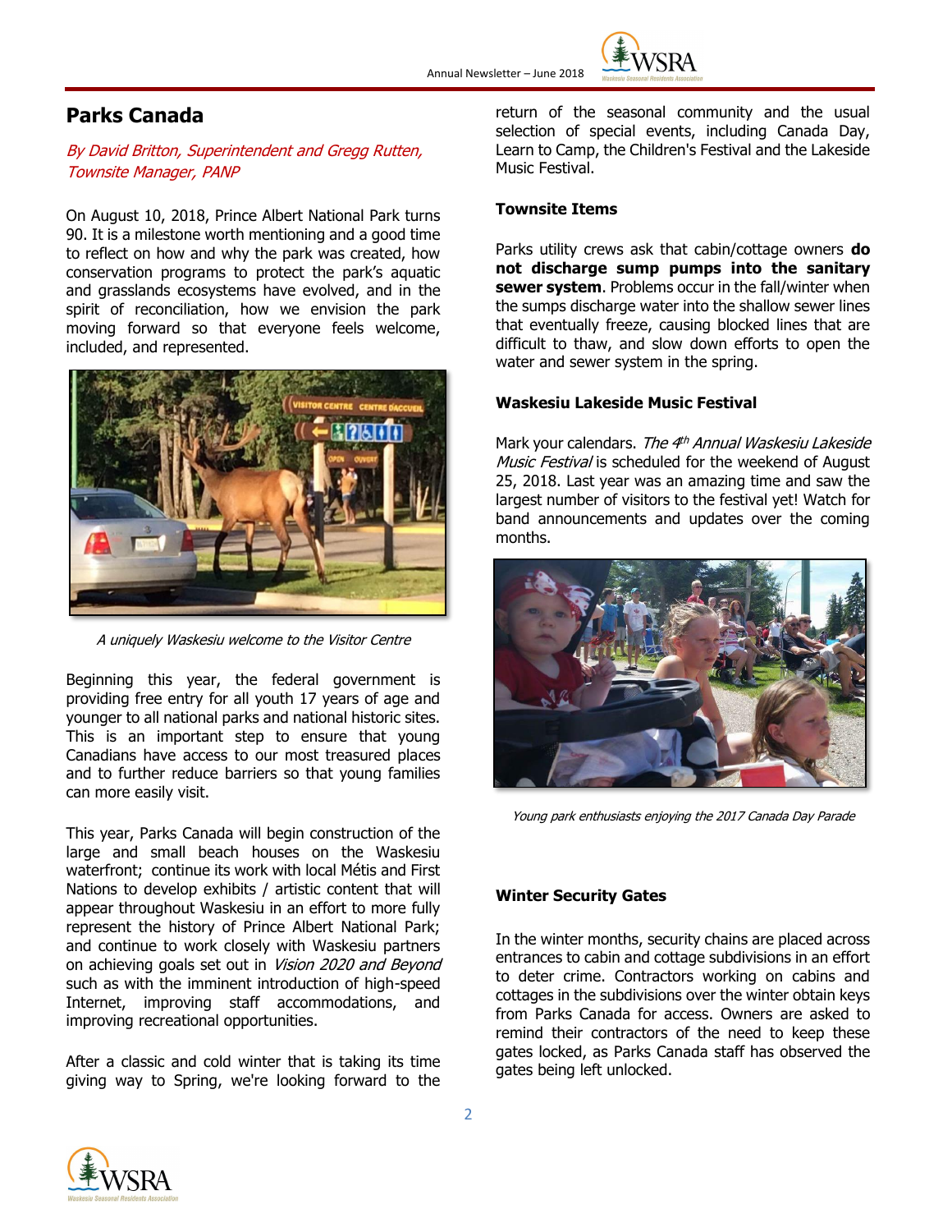## Parks Canada

*By David Britton, Superintendent and Gregg Rutten, Townsite Manager, PANP*

On August 10, 2018, Prince Albert National Park turns 90. It is a milestone worth mentioning and a good time to reflect on how and why the park was created, how conservation programs to protect the park's aquatic and grasslands ecosystems have evolved, and in the spirit of reconciliation, how we envision the park moving forward so that everyone feels welcome, included, and represented.

*A uniquely Waskesiu welcome to the Visitor Centre*

Beginning this year, the federal government is providing free entry for all youth 17 years of age and younger to all national parks and national historic sites. This is an important step to ensure that young Canadians have access to our most treasured places and to further reduce barriers so that young families can more easily visit.

This year, Parks Canada will begin construction of the large and small beach houses on the Waskesiu waterfront; continue its work with local Métis and First Nations to develop exhibits / artistic content that will appear throughout Waskesiu in an effort to more fully represent the history of Prince Albert National Park; and continue to work closely with Waskesiu partners on achieving goals set out in *Vision 2020 and Beyond* such as with the imminent introduction of high-speed Internet, improving staff accommodations, and improving recreational opportunities.

After a classic and cold winter that is taking its time giving way to Spring, we're looking forward to the return of the seasonal community and the usual selection of special events, including Canada Day, Learn to Camp, the Children's Festival and the Lakeside Music Festival.

### Townsite Items

Parks utility crews ask that cabin/cottage owners **do not discharge sump pumps into the sanitary sewer system**. Problems occur in the fall/winter when the sumps discharge water into the shallow sewer lines that eventually freeze, causing blocked lines that are difficult to thaw, and slow down efforts to open the water and sewer system in the spring.

### Waskesiu Lakeside Music Festival

Mark your calendars. *The 4th Annual Waskesiu Lakeside Music Festival* is scheduled for the weekend of August 25, 2018. Last year was an amazing time and saw the largest number of visitors to the festival yet! Watch for band announcements and updates over the coming months.

*Young park enthusiasts enjoying the 2017 Canada Day Parade*

### Winter Security Gates

In the winter months, security chains are placed across entrances to cabin and cottage subdivisions in an effort to deter crime. Contractors working on cabins and cottages in the subdivisions over the winter obtain keys from Parks Canada for access. Owners are asked to remind their contractors of the need to keep these gates locked, as Parks Canada staff has observed the gates being left unlocked.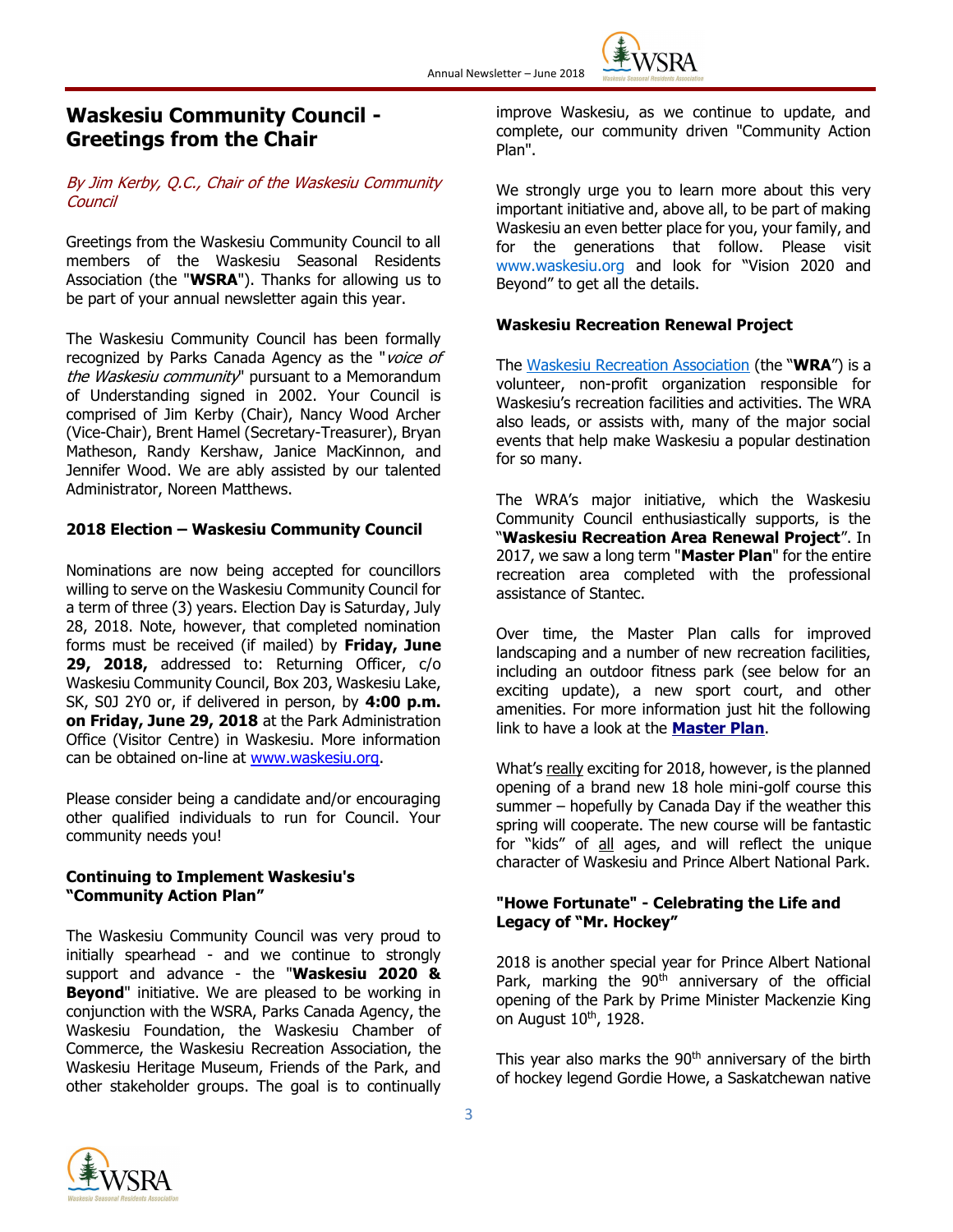# Waskesiu Community Council - Greetings from the Chair

*By Jim Kerby, Q.C., Chair of the Waskesiu Community Council*

Greetings from the Waskesiu Community Council to all members of the Waskesiu Seasonal Residents Association (the "**WSRA**"). Thanks for allowing us to be part of your annual newsletter again this year.

The Waskesiu Community Council has been formally recognized by Parks Canada Agency as the "*voice of the Waskesiu community*" pursuant to a Memorandum of Understanding signed in 2002. Your Council is comprised of Jim Kerby (Chair), Nancy Wood Archer (Vice-Chair), Brent Hamel (Secretary-Treasurer), Bryan Matheson, Randy Kershaw, Janice MacKinnon, and Jennifer Wood. We are ably assisted by our talented Administrator, Noreen Matthews.

### 2018 Election – Waskesiu Community Council

Nominations are now being accepted for councillors willing to serve on the Waskesiu Community Council for a term of three (3) years. Election Day is Saturday, July 28, 2018. Note, however, that completed nomination forms must be received (if mailed) by **Friday, June 29, 2018,** addressed to: Returning Officer, c/o Waskesiu Community Council, Box 203, Waskesiu Lake, SK, S0J 2Y0 or, if delivered in person, by **4:00 p.m. on Friday, June 29, 2018** at the Park Administration Office (Visitor Centre) in Waskesiu. More information can be obtained on-line at www.waskesiu.org.

Please consider being a candidate and/or encouraging other qualified individuals to run for Council. Your community needs you!

### Continuing to Implement Waskesiu's "Community Action Plan"

The Waskesiu Community Council was very proud to initially spearhead - and we continue to strongly support and advance - the "**Waskesiu 2020 & Beyond**" initiative. We are pleased to be working in conjunction with the WSRA, Parks Canada Agency, the Waskesiu Foundation, the Waskesiu Chamber of Commerce, the Waskesiu Recreation Association, the Waskesiu Heritage Museum, Friends of the Park, and other stakeholder groups. The goal is to continually improve Waskesiu, as we continue to update, and complete, our community driven "Community Action Plan".

We strongly urge you to learn more about this very important initiative and, above all, to be part of making Waskesiu an even better place for you, your family, and for the generations that follow. Please visit www.waskesiu.org and look for "Vision 2020 and Beyond" to get all the details.

### Waskesiu Recreation Renewal Project

The Waskesiu Recreation Association (the "**WRA**") is a volunteer, non-profit organization responsible for Waskesiu's recreation facilities and activities. The WRA also leads, or assists with, many of the major social events that help make Waskesiu a popular destination for so many.

The WRA's major initiative, which the Waskesiu Community Council enthusiastically supports, is the "**Waskesiu Recreation Area Renewal Project**". In 2017, we saw a long term "**Master Plan**" for the entire recreation area completed with the professional assistance of Stantec.

Over time, the Master Plan calls for improved landscaping and a number of new recreation facilities, including an outdoor fitness park (see below for an exciting update), a new sport court, and other amenities. For more information just hit the following link to have a look at the **Master Plan**.

What's really exciting for 2018, however, is the planned opening of a brand new 18 hole mini-golf course this summer – hopefully by Canada Day if the weather this spring will cooperate. The new course will be fantastic for "kids" of all ages, and will reflect the unique character of Waskesiu and Prince Albert National Park.

### "Howe Fortunate" - Celebrating the Life and Legacy of "Mr. Hockey"

2018 is another special year for Prince Albert National Park, marking the 90th anniversary of the official opening of the Park by Prime Minister Mackenzie King on August 10th, 1928.

This year also marks the 90th anniversary of the birth of hockey legend Gordie Howe, a Saskatchewan native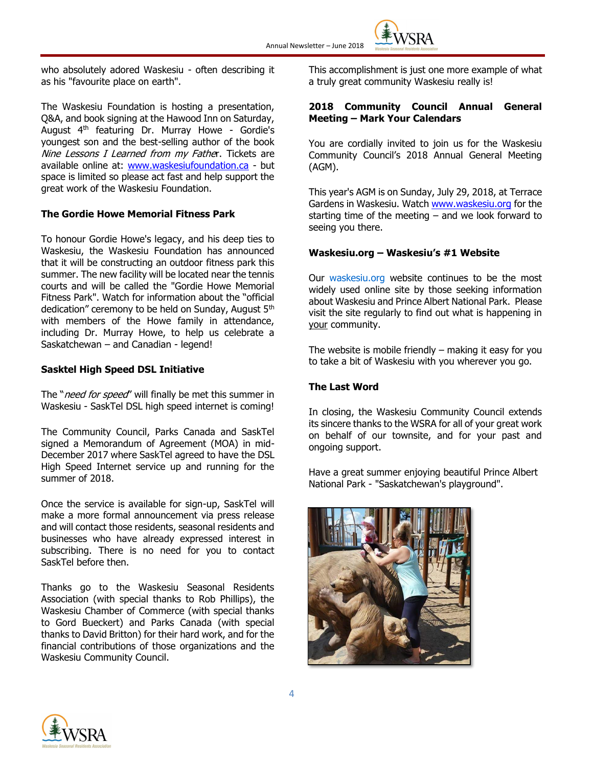who absolutely adored Waskesiu - often describing it as his "favourite place on earth".

The Waskesiu Foundation is hosting a presentation, Q&A, and book signing at the Hawood Inn on Saturday, August 4th featuring Dr. Murray Howe - Gordie's youngest son and the best-selling author of the book *Nine Lessons I Learned from my Father*. Tickets are available online at: www.waskesiufoundation.ca - but space is limited so please act fast and help support the great work of the Waskesiu Foundation.

**The Gordie Howe Memorial Fitness Park**

To honour Gordie Howe's legacy, and his deep ties to Waskesiu, the Waskesiu Foundation has announced that it will be constructing an outdoor fitness park this summer. The new facility will be located near the tennis courts and will be called the "Gordie Howe Memorial Fitness Park". Watch for information about the "official dedication" ceremony to be held on Sunday, August 5th with members of the Howe family in attendance, including Dr. Murray Howe, to help us celebrate a Saskatchewan – and Canadian - legend!

**Sasktel High Speed DSL Initiative**

The "*need for speed*" will finally be met this summer in Waskesiu - SaskTel DSL high speed internet is coming!

The Community Council, Parks Canada and SaskTel signed a Memorandum of Agreement (MOA) in mid-December 2017 where SaskTel agreed to have the DSL High Speed Internet service up and running for the summer of 2018.

Once the service is available for sign-up, SaskTel will make a more formal announcement via press release and will contact those residents, seasonal residents and businesses who have already expressed interest in subscribing. There is no need for you to contact SaskTel before then.

Thanks go to the Waskesiu Seasonal Residents Association (with special thanks to Rob Phillips), the Waskesiu Chamber of Commerce (with special thanks to Gord Bueckert) and Parks Canada (with special thanks to David Britton) for their hard work, and for the financial contributions of those organizations and the Waskesiu Community Council.

This accomplishment is just one more example of what a truly great community Waskesiu really is!

**2018 Community Council Annual General Meeting – Mark Your Calendars**

You are cordially invited to join us for the Waskesiu Community Council's 2018 Annual General Meeting (AGM).

This year's AGM is on Sunday, July 29, 2018, at Terrace Gardens in Waskesiu. Watch www.waskesiu.org for the starting time of the meeting – and we look forward to seeing you there.

**Waskesiu.org – Waskesiu's #1 Website**

Our waskesiu.org website continues to be the most widely used online site by those seeking information about Waskesiu and Prince Albert National Park. Please visit the site regularly to find out what is happening in your community.

The website is mobile friendly – making it easy for you to take a bit of Waskesiu with you wherever you go.

**The Last Word**

In closing, the Waskesiu Community Council extends its sincere thanks to the WSRA for all of your great work on behalf of our townsite, and for your past and ongoing support.

Have a great summer enjoying beautiful Prince Albert National Park - "Saskatchewan's playground".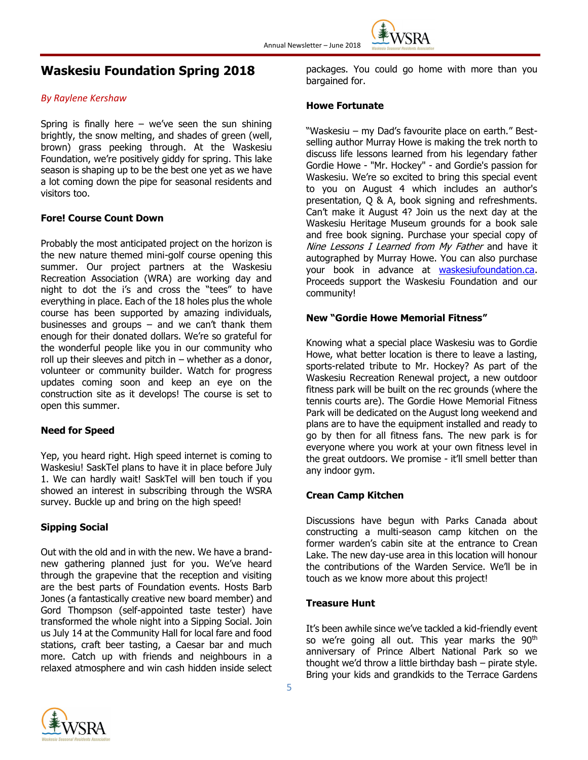# Waskesiu Foundation Spring 2018

*By Raylene Kershaw*

Spring is finally here – we've seen the sun shining brightly, the snow melting, and shades of green (well, brown) grass peeking through. At the Waskesiu Foundation, we're positively giddy for spring. This lake season is shaping up to be the best one yet as we have a lot coming down the pipe for seasonal residents and visitors too.

**Fore! Course Count Down**

Probably the most anticipated project on the horizon is the new nature themed mini-golf course opening this summer. Our project partners at the Waskesiu Recreation Association (WRA) are working day and night to dot the i's and cross the "tees" to have everything in place. Each of the 18 holes plus the whole course has been supported by amazing individuals, businesses and groups – and we can't thank them enough for their donated dollars. We're so grateful for the wonderful people like you in our community who roll up their sleeves and pitch in – whether as a donor, volunteer or community builder. Watch for progress updates coming soon and keep an eye on the construction site as it develops! The course is set to open this summer.

**Need for Speed**

Yep, you heard right. High speed internet is coming to Waskesiu! SaskTel plans to have it in place before July 1. We can hardly wait! SaskTel will ben touch if you showed an interest in subscribing through the WSRA survey. Buckle up and bring on the high speed!

**Sipping Social**

Out with the old and in with the new. We have a brand-new gathering planned just for you. We've heard through the grapevine that the reception and visiting are the best parts of Foundation events. Hosts Barb Jones (a fantastically creative new board member) and Gord Thompson (self-appointed taste tester) have transformed the whole night into a Sipping Social. Join us July 14 at the Community Hall for local fare and food stations, craft beer tasting, a Caesar bar and much more. Catch up with friends and neighbours in a relaxed atmosphere and win cash hidden inside select packages. You could go home with more than you bargained for.

**Howe Fortunate**

"Waskesiu – my Dad's favourite place on earth." Best-selling author Murray Howe is making the trek north to discuss life lessons learned from his legendary father Gordie Howe - "Mr. Hockey" - and Gordie's passion for Waskesiu. We're so excited to bring this special event to you on August 4 which includes an author's presentation, Q & A, book signing and refreshments. Can't make it August 4? Join us the next day at the Waskesiu Heritage Museum grounds for a book sale and free book signing. Purchase your special copy of *Nine Lessons I Learned from My Father* and have it autographed by Murray Howe. You can also purchase your book in advance at waskesiufoundation.ca. Proceeds support the Waskesiu Foundation and our community!

**New "Gordie Howe Memorial Fitness"**

Knowing what a special place Waskesiu was to Gordie Howe, what better location is there to leave a lasting, sports-related tribute to Mr. Hockey? As part of the Waskesiu Recreation Renewal project, a new outdoor fitness park will be built on the rec grounds (where the tennis courts are). The Gordie Howe Memorial Fitness Park will be dedicated on the August long weekend and plans are to have the equipment installed and ready to go by then for all fitness fans. The new park is for everyone where you work at your own fitness level in the great outdoors. We promise - it'll smell better than any indoor gym.

**Crean Camp Kitchen**

Discussions have begun with Parks Canada about constructing a multi-season camp kitchen on the former warden's cabin site at the entrance to Crean Lake. The new day-use area in this location will honour the contributions of the Warden Service. We'll be in touch as we know more about this project!

**Treasure Hunt**

It's been awhile since we've tackled a kid-friendly event so we're going all out. This year marks the 90th anniversary of Prince Albert National Park so we thought we'd throw a little birthday bash – pirate style. Bring your kids and grandkids to the Terrace Gardens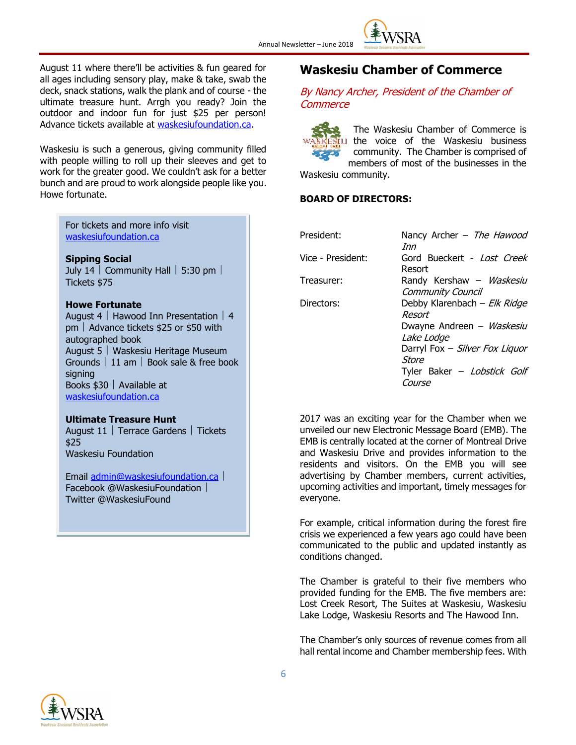August 11 where there'll be activities & fun geared for all ages including sensory play, make & take, swab the deck, snack stations, walk the plank and of course - the ultimate treasure hunt. Arrgh you ready? Join the outdoor and indoor fun for just $25 per person! Advance tickets available at waskesiufoundation.ca.

Waskesiu is such a generous, giving community filled with people willing to roll up their sleeves and get to work for the greater good. We couldn't ask for a better bunch and are proud to work alongside people like you. Howe fortunate.

For tickets and more info visit waskesiufoundation.ca

**Sipping Social**
July 14 | Community Hall | 5:30 pm | Tickets $75

**Howe Fortunate**
August 4 | Hawood Inn Presentation | 4 pm | Advance tickets $25 or $50 with autographed book
August 5 | Waskesiu Heritage Museum Grounds | 11 am | Book sale & free book signing
Books $30 | Available at waskesiufoundation.ca

**Ultimate Treasure Hunt**
August 11 | Terrace Gardens | Tickets $25
Waskesiu Foundation

Email admin@waskesiufoundation.ca | Facebook @WaskesiuFoundation | Twitter @WaskesiuFound

## Waskesiu Chamber of Commerce

*By Nancy Archer, President of the Chamber of Commerce*

The Waskesiu Chamber of Commerce is the voice of the Waskesiu business community. The Chamber is comprised of members of most of the businesses in the Waskesiu community.

**BOARD OF DIRECTORS:**

| | |
|---|---|
| President: | Nancy Archer – *The Hawood Inn* |
| Vice - President: | Gord Bueckert - *Lost Creek* Resort |
| Treasurer: | Randy Kershaw – *Waskesiu Community Council* |
| Directors: | Debby Klarenbach – *Elk Ridge Resort* |
| | Dwayne Andreen – *Waskesiu Lake Lodge* |
| | Darryl Fox – *Silver Fox Liquor Store* |
| | Tyler Baker – *Lobstick Golf Course* |

2017 was an exciting year for the Chamber when we unveiled our new Electronic Message Board (EMB). The EMB is centrally located at the corner of Montreal Drive and Waskesiu Drive and provides information to the residents and visitors. On the EMB you will see advertising by Chamber members, current activities, upcoming activities and important, timely messages for everyone.

For example, critical information during the forest fire crisis we experienced a few years ago could have been communicated to the public and updated instantly as conditions changed.

The Chamber is grateful to their five members who provided funding for the EMB. The five members are: Lost Creek Resort, The Suites at Waskesiu, Waskesiu Lake Lodge, Waskesiu Resorts and The Hawood Inn.

The Chamber's only sources of revenue comes from all hall rental income and Chamber membership fees. With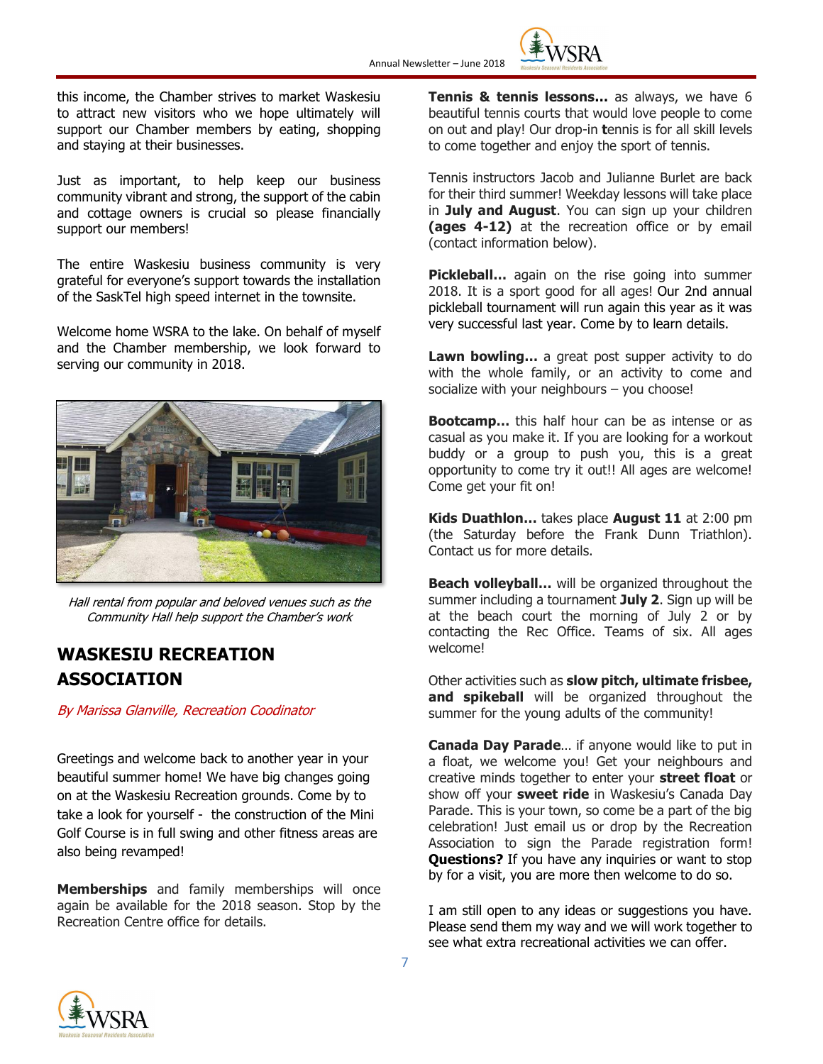this income, the Chamber strives to market Waskesiu to attract new visitors who we hope ultimately will support our Chamber members by eating, shopping and staying at their businesses.

Just as important, to help keep our business community vibrant and strong, the support of the cabin and cottage owners is crucial so please financially support our members!

The entire Waskesiu business community is very grateful for everyone's support towards the installation of the SaskTel high speed internet in the townsite.

Welcome home WSRA to the lake. On behalf of myself and the Chamber membership, we look forward to serving our community in 2018.

*Hall rental from popular and beloved venues such as the Community Hall help support the Chamber's work*

## WASKESIU RECREATION ASSOCIATION

*By Marissa Glanville, Recreation Coodinator*

Greetings and welcome back to another year in your beautiful summer home! We have big changes going on at the Waskesiu Recreation grounds. Come by to take a look for yourself - the construction of the Mini Golf Course is in full swing and other fitness areas are also being revamped!

**Memberships** and family memberships will once again be available for the 2018 season. Stop by the Recreation Centre office for details.

**Tennis & tennis lessons…** as always, we have 6 beautiful tennis courts that would love people to come on out and play! Our drop-in **t**ennis is for all skill levels to come together and enjoy the sport of tennis.

Tennis instructors Jacob and Julianne Burlet are back for their third summer! Weekday lessons will take place in **July and August**. You can sign up your children **(ages 4-12)** at the recreation office or by email (contact information below).

**Pickleball…** again on the rise going into summer 2018. It is a sport good for all ages! Our 2nd annual pickleball tournament will run again this year as it was very successful last year. Come by to learn details.

**Lawn bowling…** a great post supper activity to do with the whole family, or an activity to come and socialize with your neighbours – you choose!

**Bootcamp…** this half hour can be as intense or as casual as you make it. If you are looking for a workout buddy or a group to push you, this is a great opportunity to come try it out!! All ages are welcome! Come get your fit on!

**Kids Duathlon…** takes place **August 11** at 2:00 pm (the Saturday before the Frank Dunn Triathlon). Contact us for more details.

**Beach volleyball…** will be organized throughout the summer including a tournament **July 2**. Sign up will be at the beach court the morning of July 2 or by contacting the Rec Office. Teams of six. All ages welcome!

Other activities such as **slow pitch, ultimate frisbee, and spikeball** will be organized throughout the summer for the young adults of the community!

**Canada Day Parade**… if anyone would like to put in a float, we welcome you! Get your neighbours and creative minds together to enter your **street float** or show off your **sweet ride** in Waskesiu's Canada Day Parade. This is your town, so come be a part of the big celebration! Just email us or drop by the Recreation Association to sign the Parade registration form! **Questions?** If you have any inquiries or want to stop by for a visit, you are more then welcome to do so.

I am still open to any ideas or suggestions you have. Please send them my way and we will work together to see what extra recreational activities we can offer.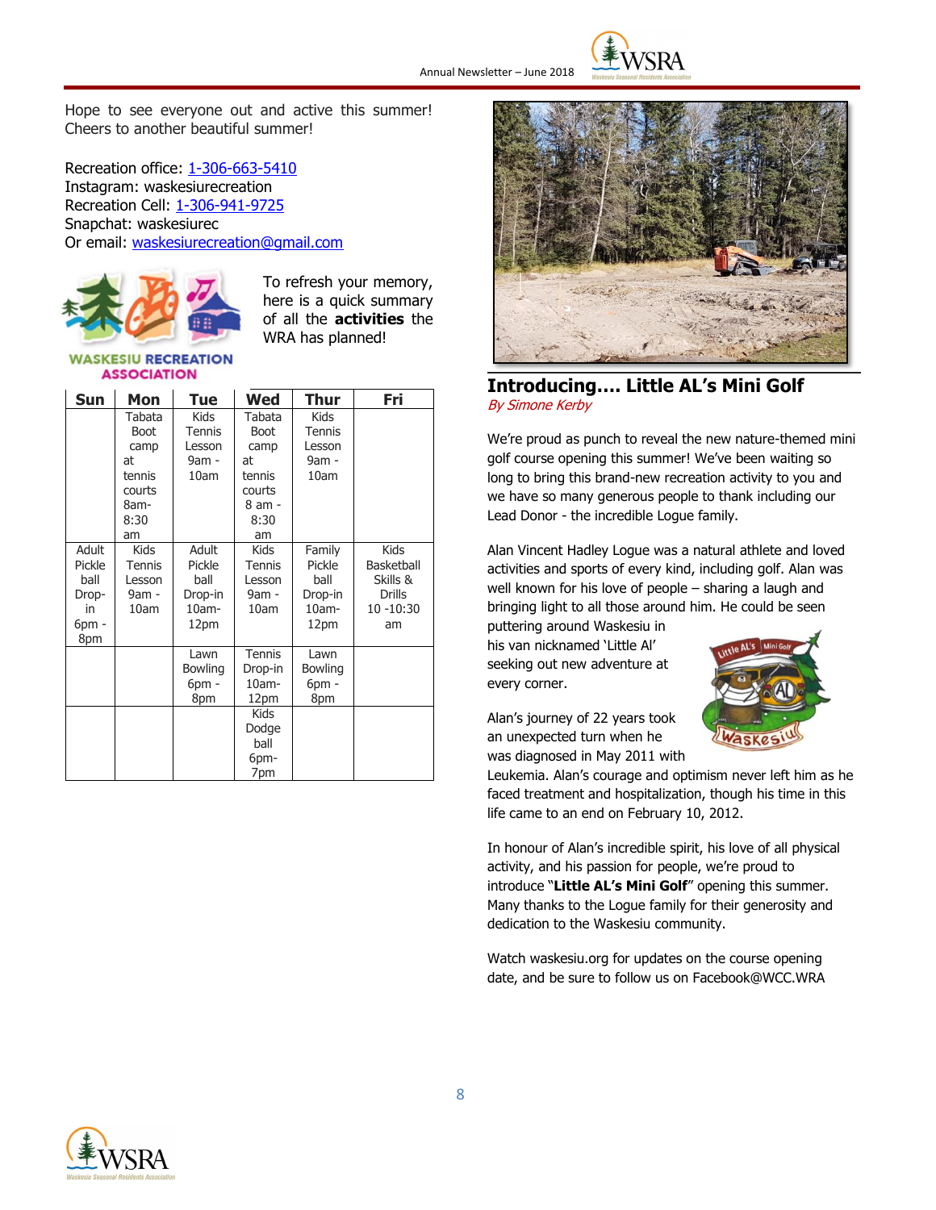Hope to see everyone out and active this summer! Cheers to another beautiful summer!

Recreation office: 1-306-663-5410
Instagram: waskesiurecreation
Recreation Cell: 1-306-941-9725
Snapchat: waskesiurec
Or email: waskesiurecreation@gmail.com

To refresh your memory, here is a quick summary of all the **activities** the WRA has planned!

| Sun | Mon | Tue | Wed | Thur | Fri |
|---|---|---|---|---|---|
| | Tabata Boot camp at tennis courts 8am-8:30 am | Kids Tennis Lesson 9am - 10am | Tabata Boot camp at tennis courts 8 am - 8:30 am | Kids Tennis Lesson 9am - 10am | |
| Adult Pickle ball Drop-in 6pm - 8pm | Kids Tennis Lesson 9am - 10am | Adult Pickle ball Drop-in 10am-12pm | Kids Tennis Lesson 9am - 10am | Family Pickle ball Drop-in 10am-12pm | Kids Basketball Skills & Drills 10 -10:30 am |
| | | Lawn Bowling 6pm - 8pm | Tennis Drop-in 10am-12pm | Lawn Bowling 6pm - 8pm | |
| | | | Kids Dodge ball 6pm-7pm | | |

## Introducing…. Little AL's Mini Golf

*By Simone Kerby*

We're proud as punch to reveal the new nature-themed mini golf course opening this summer! We've been waiting so long to bring this brand-new recreation activity to you and we have so many generous people to thank including our Lead Donor - the incredible Logue family.

Alan Vincent Hadley Logue was a natural athlete and loved activities and sports of every kind, including golf. Alan was well known for his love of people – sharing a laugh and bringing light to all those around him. He could be seen puttering around Waskesiu in his van nicknamed 'Little Al' seeking out new adventure at every corner.

Alan's journey of 22 years took an unexpected turn when he was diagnosed in May 2011 with Leukemia. Alan's courage and optimism never left him as he faced treatment and hospitalization, though his time in this life came to an end on February 10, 2012.

In honour of Alan's incredible spirit, his love of all physical activity, and his passion for people, we're proud to introduce "**Little AL's Mini Golf**" opening this summer. Many thanks to the Logue family for their generosity and dedication to the Waskesiu community.

Watch waskesiu.org for updates on the course opening date, and be sure to follow us on Facebook@WCC.WRA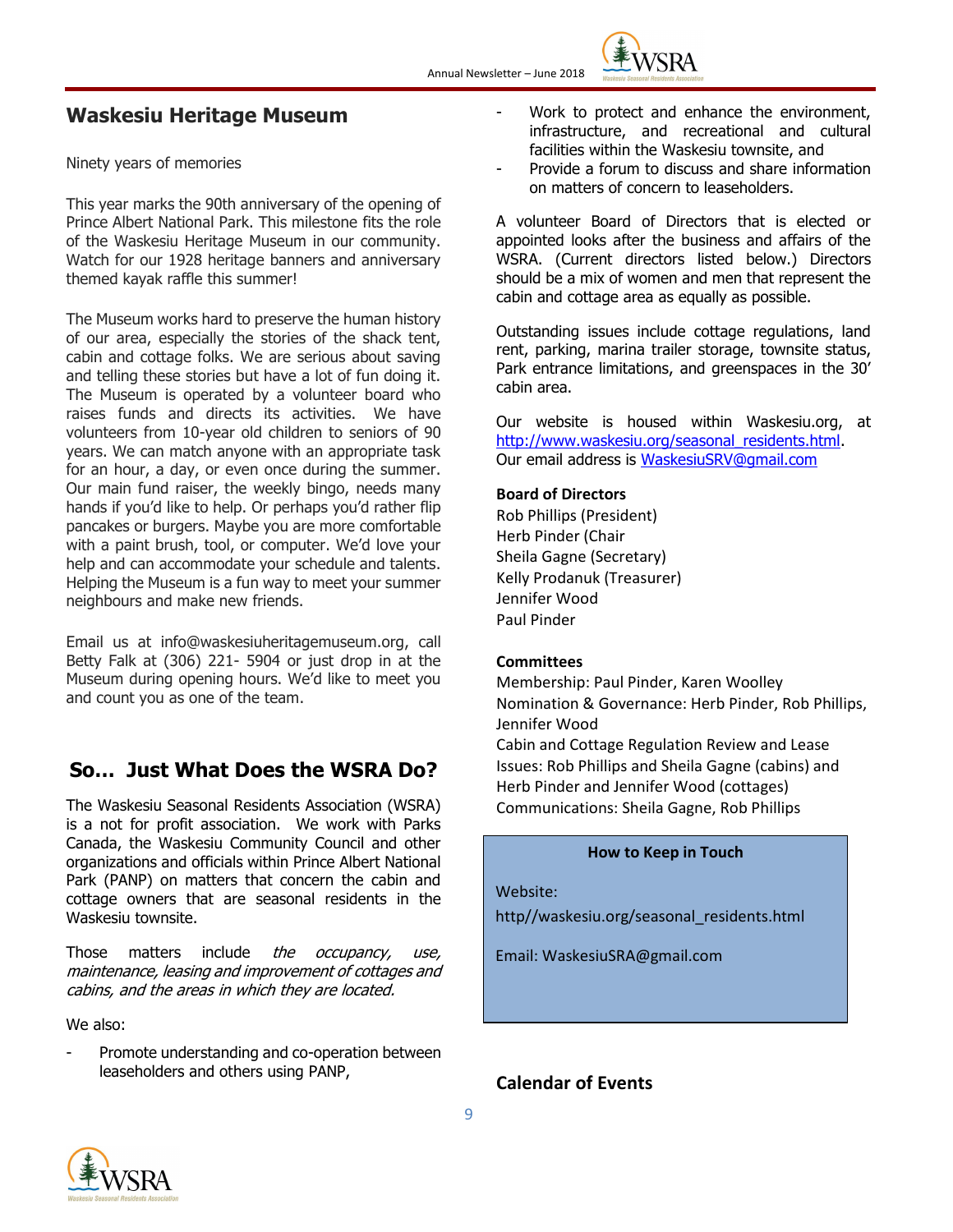## Waskesiu Heritage Museum

Ninety years of memories

This year marks the 90th anniversary of the opening of Prince Albert National Park. This milestone fits the role of the Waskesiu Heritage Museum in our community. Watch for our 1928 heritage banners and anniversary themed kayak raffle this summer!

The Museum works hard to preserve the human history of our area, especially the stories of the shack tent, cabin and cottage folks. We are serious about saving and telling these stories but have a lot of fun doing it. The Museum is operated by a volunteer board who raises funds and directs its activities. We have volunteers from 10-year old children to seniors of 90 years. We can match anyone with an appropriate task for an hour, a day, or even once during the summer. Our main fund raiser, the weekly bingo, needs many hands if you'd like to help. Or perhaps you'd rather flip pancakes or burgers. Maybe you are more comfortable with a paint brush, tool, or computer. We'd love your help and can accommodate your schedule and talents. Helping the Museum is a fun way to meet your summer neighbours and make new friends.

Email us at info@waskesiuheritagemuseum.org, call Betty Falk at (306) 221- 5904 or just drop in at the Museum during opening hours. We'd like to meet you and count you as one of the team.

## So… Just What Does the WSRA Do?

The Waskesiu Seasonal Residents Association (WSRA) is a not for profit association. We work with Parks Canada, the Waskesiu Community Council and other organizations and officials within Prince Albert National Park (PANP) on matters that concern the cabin and cottage owners that are seasonal residents in the Waskesiu townsite.

Those matters include *the occupancy, use, maintenance, leasing and improvement of cottages and cabins, and the areas in which they are located.*

We also:

- Promote understanding and co-operation between leaseholders and others using PANP,
- Work to protect and enhance the environment, infrastructure, and recreational and cultural facilities within the Waskesiu townsite, and
- Provide a forum to discuss and share information on matters of concern to leaseholders.

A volunteer Board of Directors that is elected or appointed looks after the business and affairs of the WSRA. (Current directors listed below.) Directors should be a mix of women and men that represent the cabin and cottage area as equally as possible.

Outstanding issues include cottage regulations, land rent, parking, marina trailer storage, townsite status, Park entrance limitations, and greenspaces in the 30' cabin area.

Our website is housed within Waskesiu.org, at http://www.waskesiu.org/seasonal_residents.html. Our email address is WaskesiuSRV@gmail.com

**Board of Directors**
Rob Phillips (President)
Herb Pinder (Chair
Sheila Gagne (Secretary)
Kelly Prodanuk (Treasurer)
Jennifer Wood
Paul Pinder

**Committees**
Membership: Paul Pinder, Karen Woolley
Nomination & Governance: Herb Pinder, Rob Phillips, Jennifer Wood
Cabin and Cottage Regulation Review and Lease Issues: Rob Phillips and Sheila Gagne (cabins) and Herb Pinder and Jennifer Wood (cottages)
Communications: Sheila Gagne, Rob Phillips

**How to Keep in Touch**

Website:
http//waskesiu.org/seasonal_residents.html

Email: WaskesiuSRA@gmail.com

### Calendar of Events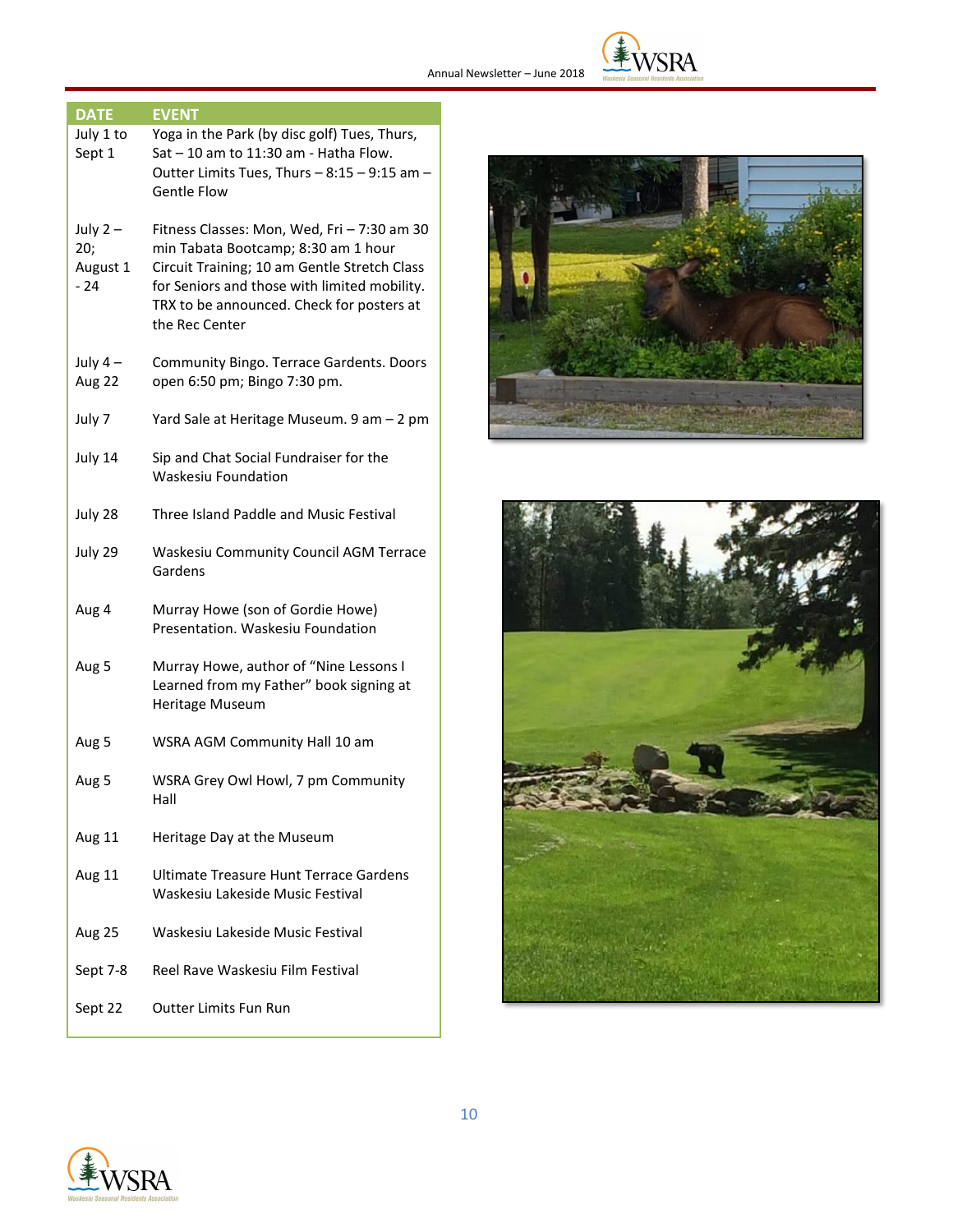| DATE | EVENT |
|---|---|
| July 1 to Sept 1 | Yoga in the Park (by disc golf) Tues, Thurs, Sat – 10 am to 11:30 am - Hatha Flow. Outter Limits Tues, Thurs – 8:15 – 9:15 am – Gentle Flow |
| July 2 – 20; August 1 - 24 | Fitness Classes: Mon, Wed, Fri – 7:30 am 30 min Tabata Bootcamp; 8:30 am 1 hour Circuit Training; 10 am Gentle Stretch Class for Seniors and those with limited mobility. TRX to be announced. Check for posters at the Rec Center |
| July 4 – Aug 22 | Community Bingo. Terrace Gardents. Doors open 6:50 pm; Bingo 7:30 pm. |
| July 7 | Yard Sale at Heritage Museum. 9 am – 2 pm |
| July 14 | Sip and Chat Social Fundraiser for the Waskesiu Foundation |
| July 28 | Three Island Paddle and Music Festival |
| July 29 | Waskesiu Community Council AGM Terrace Gardens |
| Aug 4 | Murray Howe (son of Gordie Howe) Presentation. Waskesiu Foundation |
| Aug 5 | Murray Howe, author of "Nine Lessons I Learned from my Father" book signing at Heritage Museum |
| Aug 5 | WSRA AGM Community Hall 10 am |
| Aug 5 | WSRA Grey Owl Howl, 7 pm Community Hall |
| Aug 11 | Heritage Day at the Museum |
| Aug 11 | Ultimate Treasure Hunt Terrace Gardens Waskesiu Lakeside Music Festival |
| Aug 25 | Waskesiu Lakeside Music Festival |
| Sept 7-8 | Reel Rave Waskesiu Film Festival |
| Sept 22 | Outter Limits Fun Run |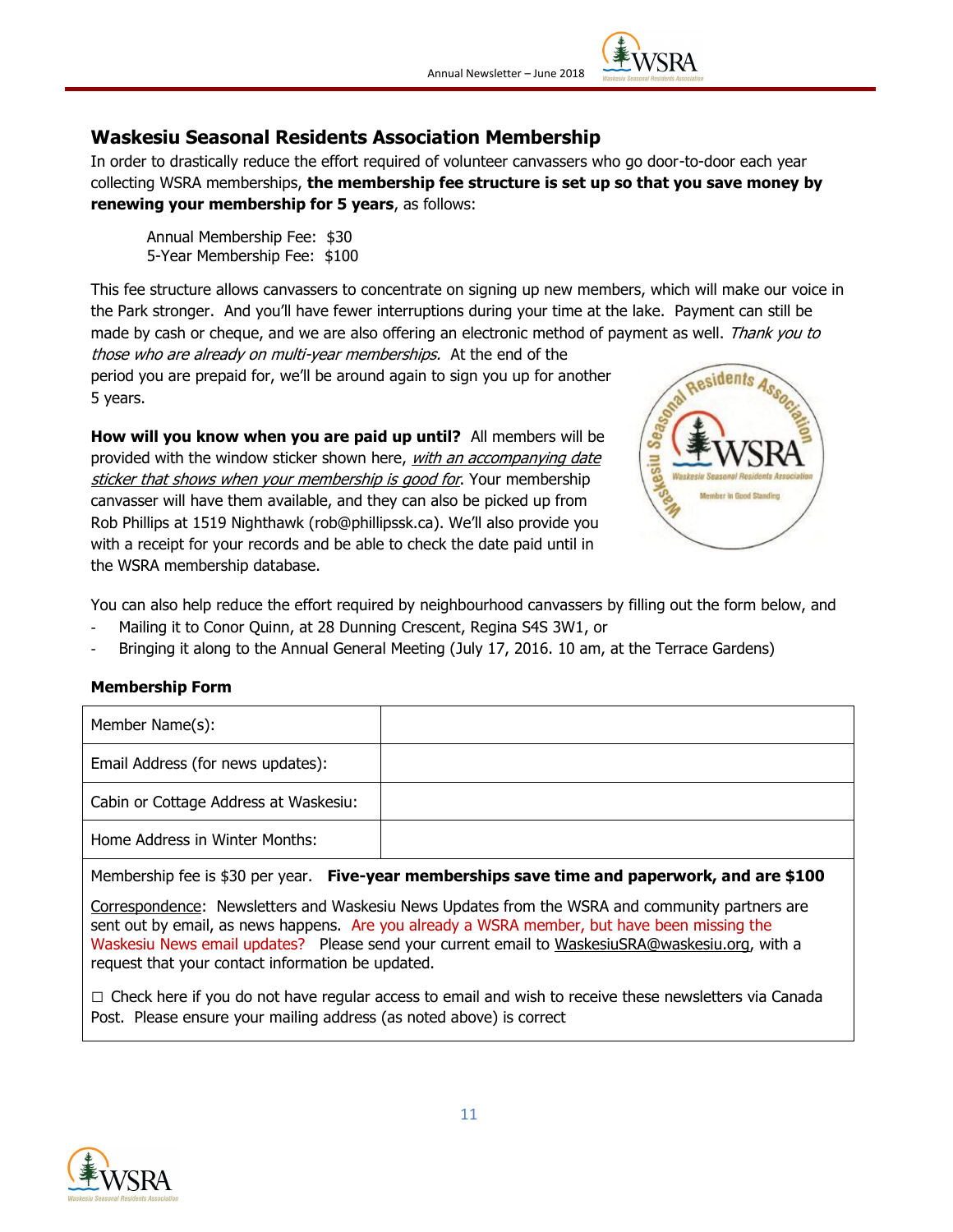## Waskesiu Seasonal Residents Association Membership

In order to drastically reduce the effort required of volunteer canvassers who go door-to-door each year collecting WSRA memberships, **the membership fee structure is set up so that you save money by renewing your membership for 5 years**, as follows:

Annual Membership Fee: $30
5-Year Membership Fee: $100

This fee structure allows canvassers to concentrate on signing up new members, which will make our voice in the Park stronger. And you'll have fewer interruptions during your time at the lake. Payment can still be made by cash or cheque, and we are also offering an electronic method of payment as well. *Thank you to those who are already on multi-year memberships.* At the end of the period you are prepaid for, we'll be around again to sign you up for another 5 years.

**How will you know when you are paid up until?** All members will be provided with the window sticker shown here, *with an accompanying date sticker that shows when your membership is good for*. Your membership canvasser will have them available, and they can also be picked up from Rob Phillips at 1519 Nighthawk (rob@phillipssk.ca). We'll also provide you with a receipt for your records and be able to check the date paid until in the WSRA membership database.

You can also help reduce the effort required by neighbourhood canvassers by filling out the form below, and

- Mailing it to Conor Quinn, at 28 Dunning Crescent, Regina S4S 3W1, or
- Bringing it along to the Annual General Meeting (July 17, 2016. 10 am, at the Terrace Gardens)

**Membership Form**

| | |
|---|---|
| Member Name(s): | |
| Email Address (for news updates): | |
| Cabin or Cottage Address at Waskesiu: | |
| Home Address in Winter Months: | |

Membership fee is $30 per year. **Five-year memberships save time and paperwork, and are $100**

Correspondence: Newsletters and Waskesiu News Updates from the WSRA and community partners are sent out by email, as news happens. Are you already a WSRA member, but have been missing the Waskesiu News email updates? Please send your current email to WaskesiuSRA@waskesiu.org, with a request that your contact information be updated.

☐ Check here if you do not have regular access to email and wish to receive these newsletters via Canada Post. Please ensure your mailing address (as noted above) is correct